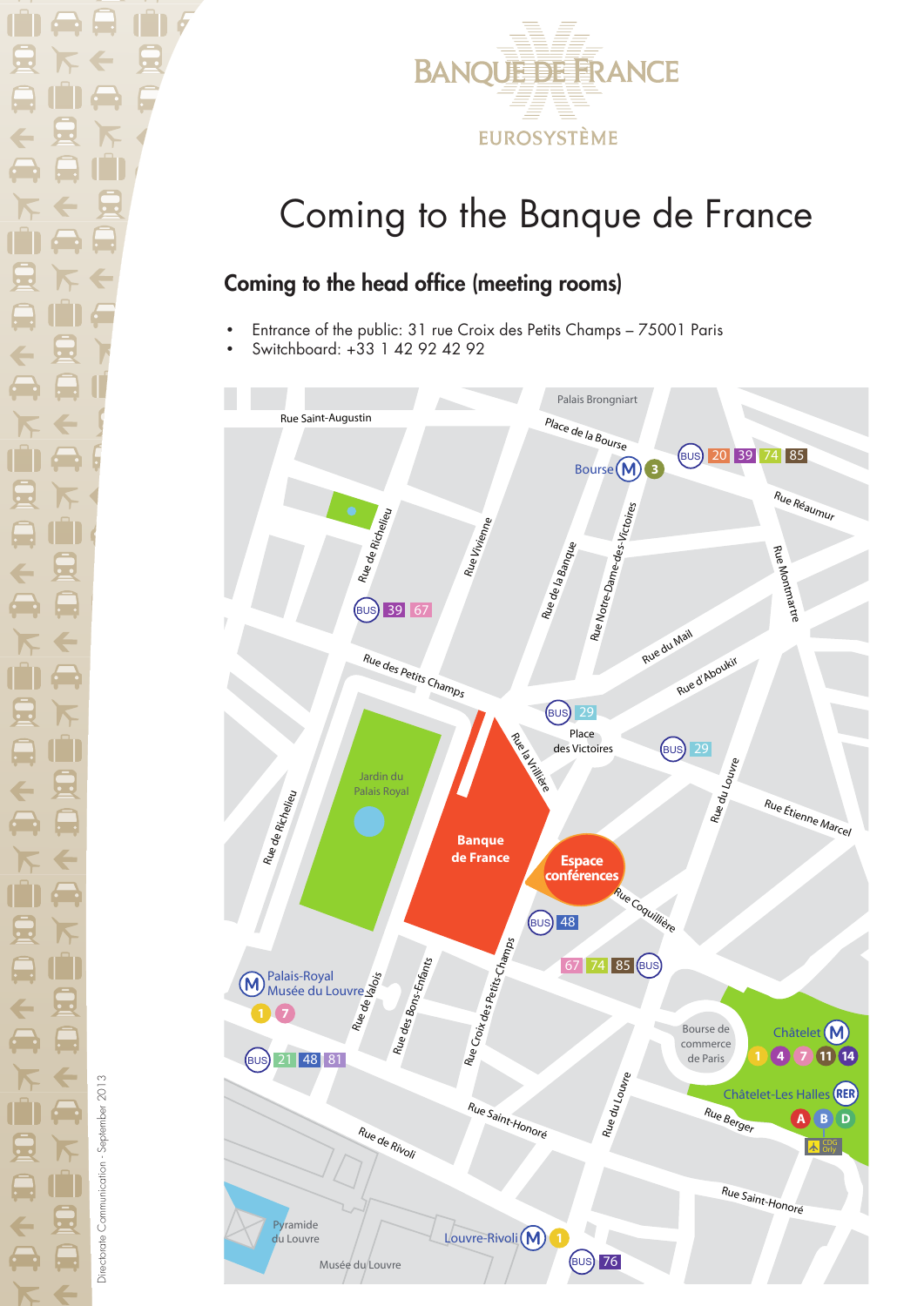BANQUE DE FRANCE

EUROSYSTÈME

# Coming to the Banque de France

## Coming to the head office (meeting rooms)

- Entrance of the public: 31 rue Croix des Petits Champs – 75001 Paris
- Switchboard: +33 1 42 92 42 92

Palais Brongniart
Rue Saint-Augustin
Place de la Bourse
Bourse M 3
BUS 20 39 74 85
Rue Réaumur
Rue de Richelieu
Rue Vivienne
Rue de la Banque
Rue Notre-Dame-des-Victoires
Rue Montmartre
BUS 39 67
Rue du Mail
Rue d'Aboukir
Rue des Petits Champs
BUS 29
Place des Victoires
BUS 29
Rue la Vrillière
Jardin du Palais Royal
Rue de Richelieu
Banque de France
Espace conférences
Rue du Louvre
Rue Étienne Marcel
Rue Coquillière
BUS 48
67 74 85 BUS
Palais-Royal Musée du Louvre M 1 7
Rue de Valois
Rue des Bons-Enfants
Rue Croix des Petits-Champs
Bourse de commerce de Paris
Châtelet M 1 4 7 11 14
BUS 21 48 81
Châtelet-Les Halles RER A B D
CDG Orly
Rue Saint-Honoré
Rue du Louvre
Rue Berger
Rue de Rivoli
Rue Saint-Honoré
Pyramide du Louvre
Louvre-Rivoli M 1
Musée du Louvre
BUS 76

Directorate Communication - September 2013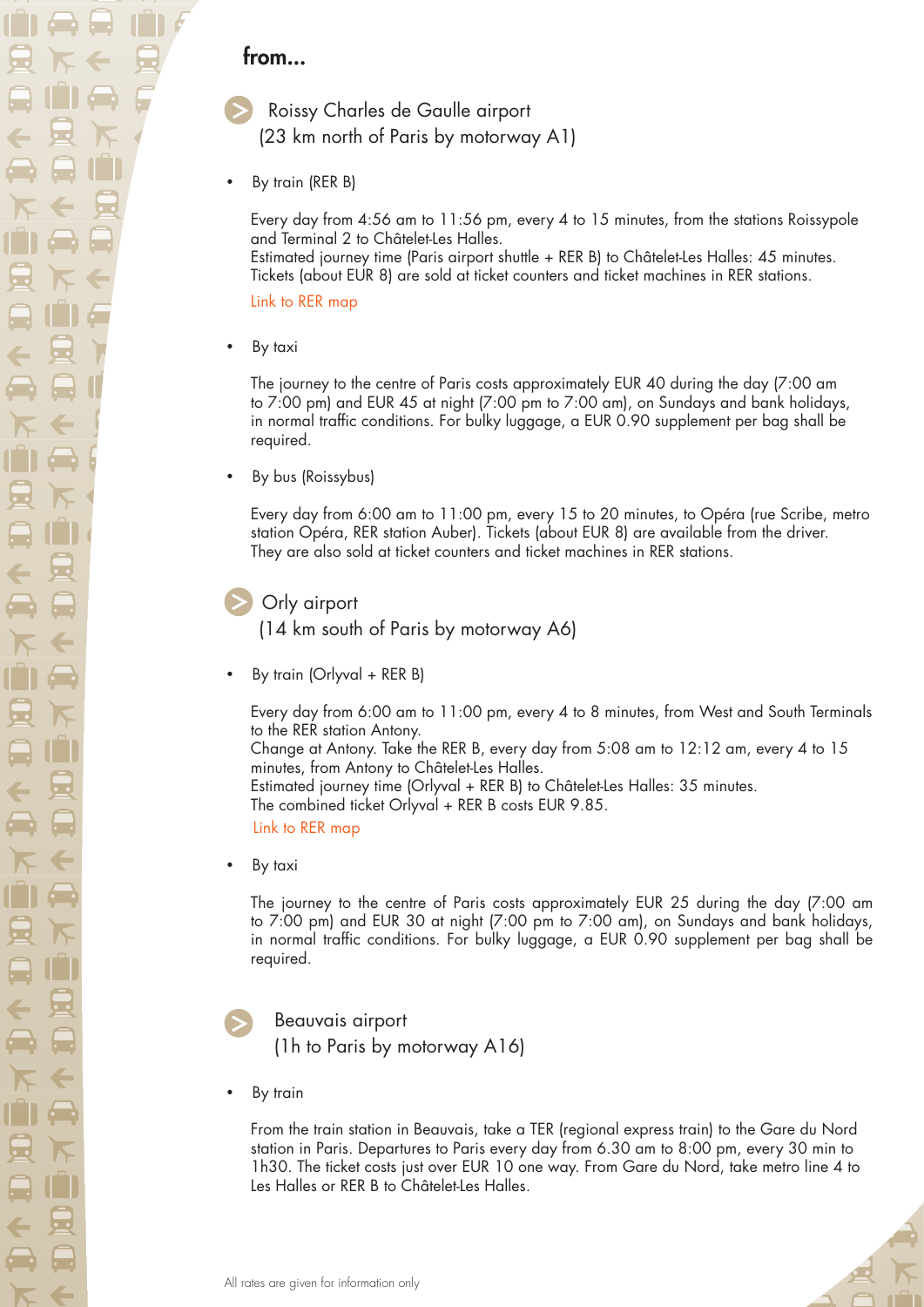## from...

### Roissy Charles de Gaulle airport
(23 km north of Paris by motorway A1)

- By train (RER B)

  Every day from 4:56 am to 11:56 pm, every 4 to 15 minutes, from the stations Roissypole and Terminal 2 to Châtelet-Les Halles.
  Estimated journey time (Paris airport shuttle + RER B) to Châtelet-Les Halles: 45 minutes.
  Tickets (about EUR 8) are sold at ticket counters and ticket machines in RER stations.

  Link to RER map

- By taxi

  The journey to the centre of Paris costs approximately EUR 40 during the day (7:00 am to 7:00 pm) and EUR 45 at night (7:00 pm to 7:00 am), on Sundays and bank holidays, in normal traffic conditions. For bulky luggage, a EUR 0.90 supplement per bag shall be required.

- By bus (Roissybus)

  Every day from 6:00 am to 11:00 pm, every 15 to 20 minutes, to Opéra (rue Scribe, metro station Opéra, RER station Auber). Tickets (about EUR 8) are available from the driver. They are also sold at ticket counters and ticket machines in RER stations.

### Orly airport
(14 km south of Paris by motorway A6)

- By train (Orlyval + RER B)

  Every day from 6:00 am to 11:00 pm, every 4 to 8 minutes, from West and South Terminals to the RER station Antony.
  Change at Antony. Take the RER B, every day from 5:08 am to 12:12 am, every 4 to 15 minutes, from Antony to Châtelet-Les Halles.
  Estimated journey time (Orlyval + RER B) to Châtelet-Les Halles: 35 minutes.
  The combined ticket Orlyval + RER B costs EUR 9.85.

  Link to RER map

- By taxi

  The journey to the centre of Paris costs approximately EUR 25 during the day (7:00 am to 7:00 pm) and EUR 30 at night (7:00 pm to 7:00 am), on Sundays and bank holidays, in normal traffic conditions. For bulky luggage, a EUR 0.90 supplement per bag shall be required.

### Beauvais airport
(1h to Paris by motorway A16)

- By train

  From the train station in Beauvais, take a TER (regional express train) to the Gare du Nord station in Paris. Departures to Paris every day from 6.30 am to 8:00 pm, every 30 min to 1h30. The ticket costs just over EUR 10 one way. From Gare du Nord, take metro line 4 to Les Halles or RER B to Châtelet-Les Halles.

All rates are given for information only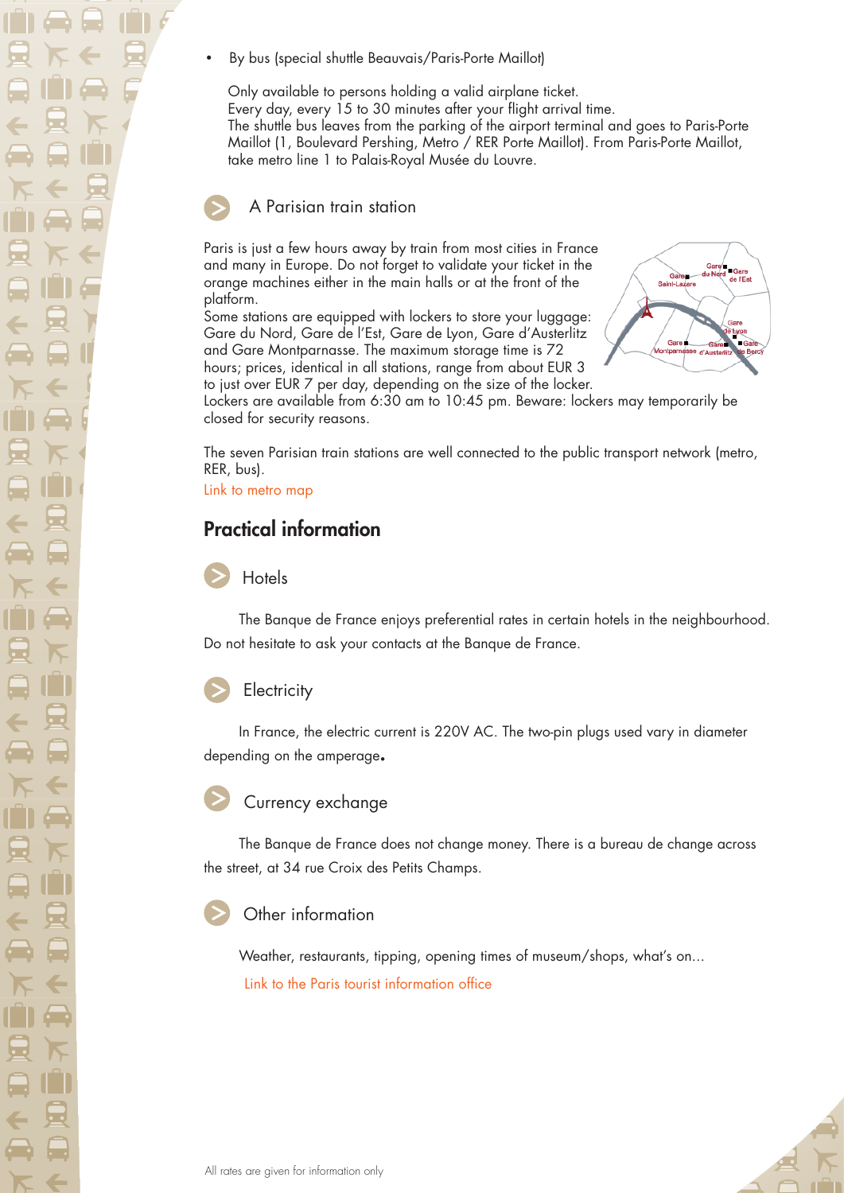- By bus (special shuttle Beauvais/Paris-Porte Maillot)

  Only available to persons holding a valid airplane ticket.
  Every day, every 15 to 30 minutes after your flight arrival time.
  The shuttle bus leaves from the parking of the airport terminal and goes to Paris-Porte Maillot (1, Boulevard Pershing, Metro / RER Porte Maillot). From Paris-Porte Maillot, take metro line 1 to Palais-Royal Musée du Louvre.

### A Parisian train station

Paris is just a few hours away by train from most cities in France and many in Europe. Do not forget to validate your ticket in the orange machines either in the main halls or at the front of the platform.
Some stations are equipped with lockers to store your luggage: Gare du Nord, Gare de l'Est, Gare de Lyon, Gare d'Austerlitz and Gare Montparnasse. The maximum storage time is 72 hours; prices, identical in all stations, range from about EUR 3 to just over EUR 7 per day, depending on the size of the locker. Lockers are available from 6:30 am to 10:45 pm. Beware: lockers may temporarily be closed for security reasons.

Gare Saint-Lazare
Gare du Nord
Gare de l'Est
Gare de Lyon
Gare Montparnasse
Gare d'Austerlitz
Gare de Bercy

The seven Parisian train stations are well connected to the public transport network (metro, RER, bus).
Link to metro map

## Practical information

### Hotels

The Banque de France enjoys preferential rates in certain hotels in the neighbourhood. Do not hesitate to ask your contacts at the Banque de France.

### Electricity

In France, the electric current is 220V AC. The two-pin plugs used vary in diameter depending on the amperage.

### Currency exchange

The Banque de France does not change money. There is a bureau de change across the street, at 34 rue Croix des Petits Champs.

### Other information

Weather, restaurants, tipping, opening times of museum/shops, what's on...

Link to the Paris tourist information office

All rates are given for information only